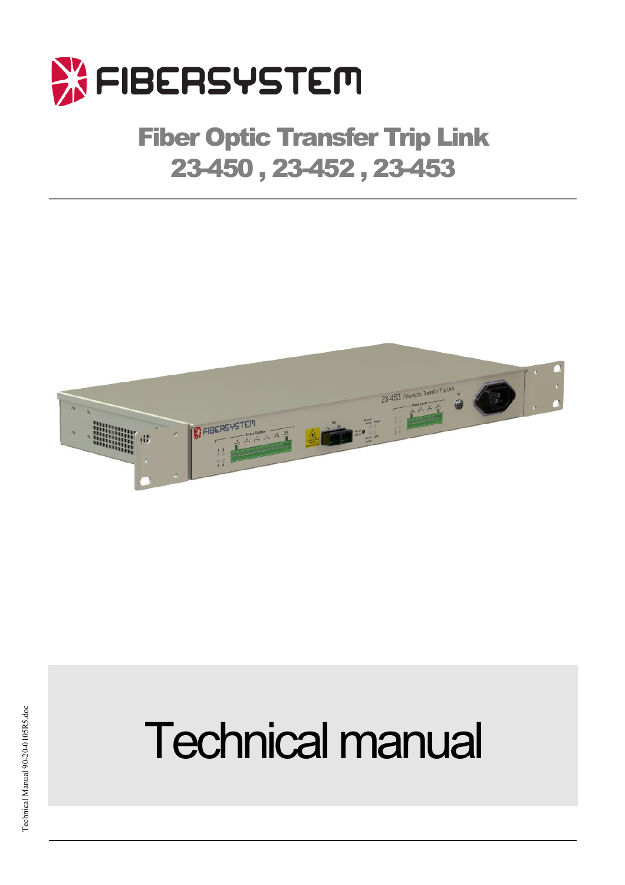# Fiber Optic Transfer Trip Link
# 23-450 , 23-452 , 23-453

# Technical manual

Technical Manual 90-20-0105R5.doc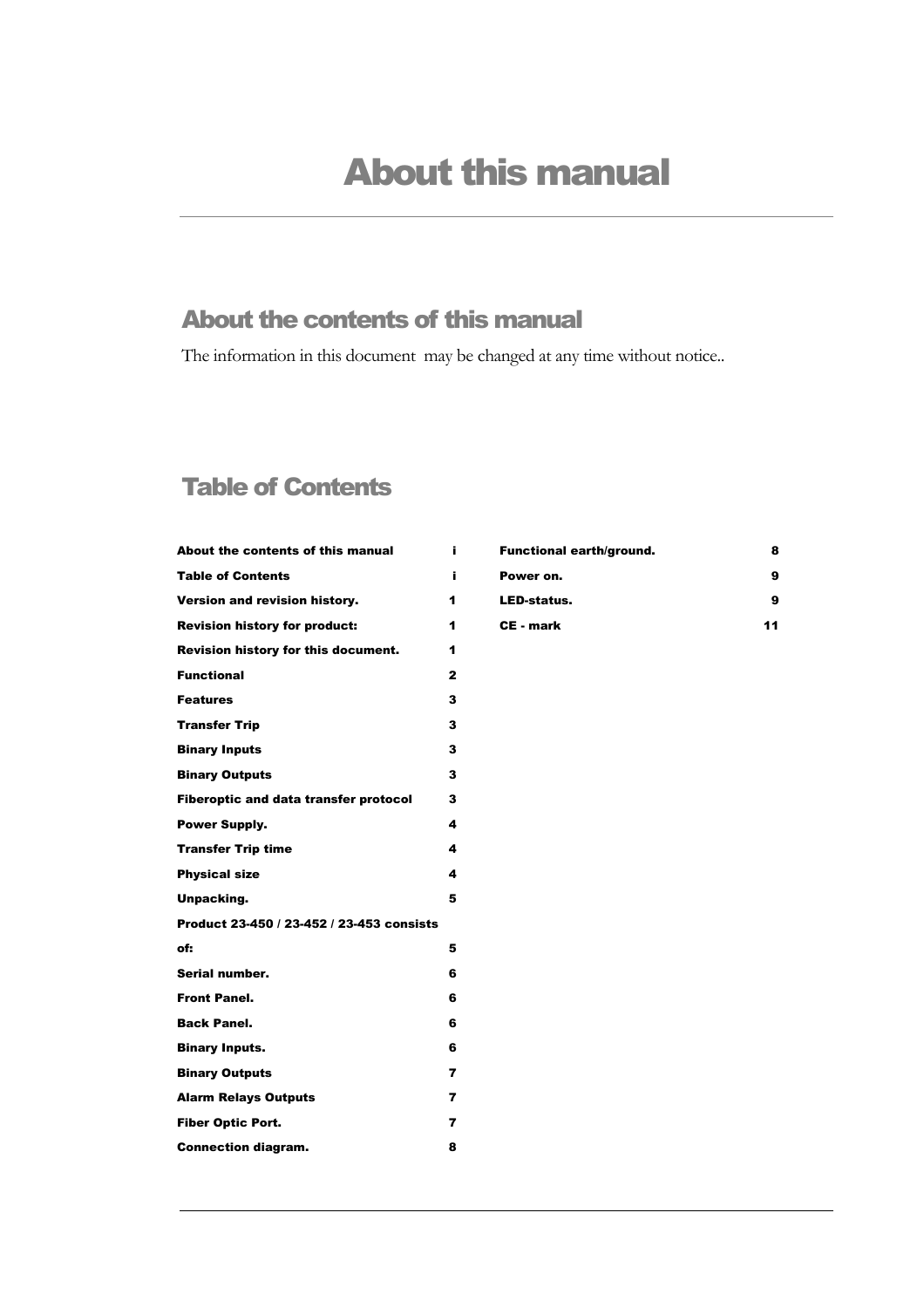# About this manual

## About the contents of this manual

The information in this document  may be changed at any time without notice..

## Table of Contents

| | |
|---|---|
| **About the contents of this manual** | **i** |
| **Table of Contents** | **i** |
| **Version and revision history.** | **1** |
| **Revision history for product:** | **1** |
| **Revision history for this document.** | **1** |
| **Functional** | **2** |
| **Features** | **3** |
| **Transfer Trip** | **3** |
| **Binary Inputs** | **3** |
| **Binary Outputs** | **3** |
| **Fiberoptic and data transfer protocol** | **3** |
| **Power Supply.** | **4** |
| **Transfer Trip time** | **4** |
| **Physical size** | **4** |
| **Unpacking.** | **5** |
| **Product 23-450 / 23-452 / 23-453 consists of:** | **5** |
| **Serial number.** | **6** |
| **Front Panel.** | **6** |
| **Back Panel.** | **6** |
| **Binary Inputs.** | **6** |
| **Binary Outputs** | **7** |
| **Alarm Relays Outputs** | **7** |
| **Fiber Optic Port.** | **7** |
| **Connection diagram.** | **8** |
| **Functional earth/ground.** | **8** |
| **Power on.** | **9** |
| **LED-status.** | **9** |
| **CE - mark** | **11** |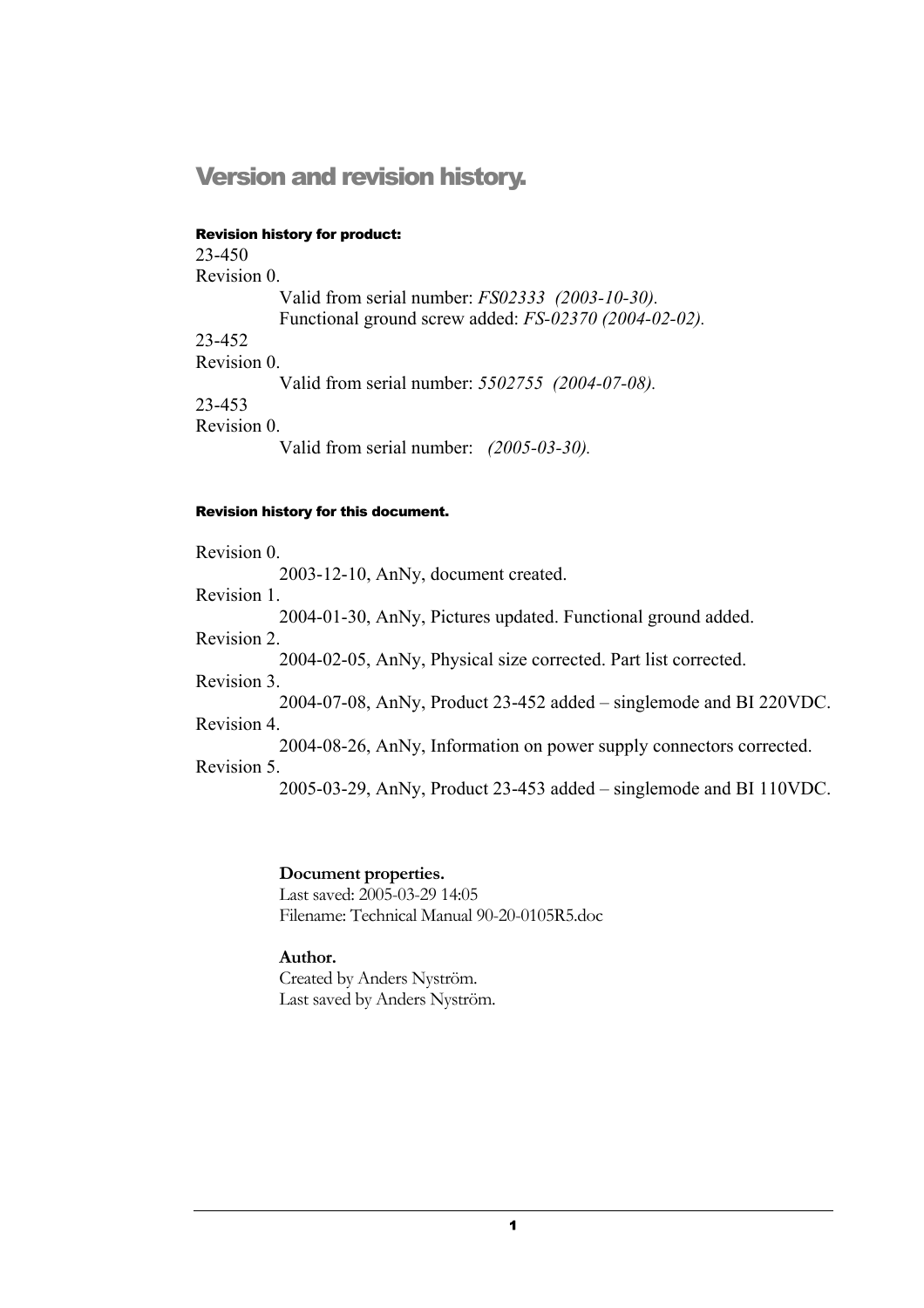# Version and revision history.

#### Revision history for product:

23-450

Revision 0.

Valid from serial number: *FS02333 (2003-10-30).*

Functional ground screw added: *FS-02370 (2004-02-02).*

23-452

Revision 0.

Valid from serial number: *5502755 (2004-07-08).*

23-453

Revision 0.

Valid from serial number: *(2005-03-30).*

#### Revision history for this document.

Revision 0.

2003-12-10, AnNy, document created.

Revision 1.

2004-01-30, AnNy, Pictures updated. Functional ground added.

Revision 2.

2004-02-05, AnNy, Physical size corrected. Part list corrected.

Revision 3.

2004-07-08, AnNy, Product 23-452 added – singlemode and BI 220VDC.

Revision 4.

2004-08-26, AnNy, Information on power supply connectors corrected.

Revision 5.

2005-03-29, AnNy, Product 23-453 added – singlemode and BI 110VDC.

**Document properties.**

Last saved: 2005-03-29 14:05

Filename: Technical Manual 90-20-0105R5.doc

**Author.**

Created by Anders Nyström.

Last saved by Anders Nyström.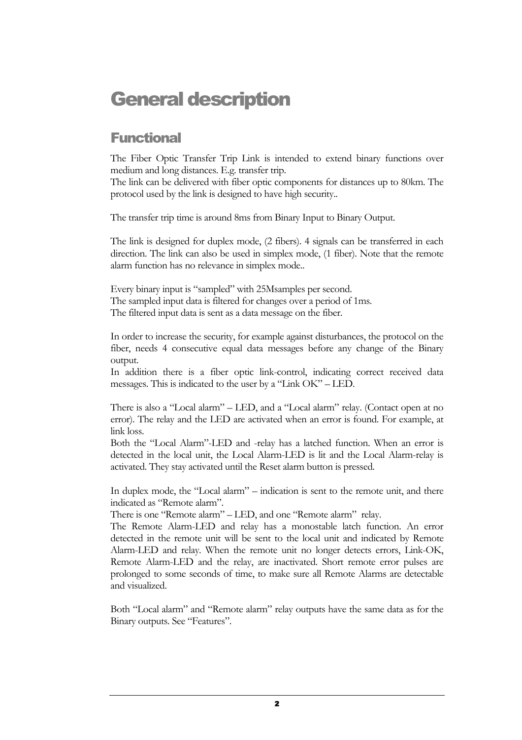# General description

## Functional

The Fiber Optic Transfer Trip Link is intended to extend binary functions over medium and long distances. E.g. transfer trip.
The link can be delivered with fiber optic components for distances up to 80km. The protocol used by the link is designed to have high security..

The transfer trip time is around 8ms from Binary Input to Binary Output.

The link is designed for duplex mode, (2 fibers). 4 signals can be transferred in each direction. The link can also be used in simplex mode, (1 fiber). Note that the remote alarm function has no relevance in simplex mode..

Every binary input is "sampled" with 25Msamples per second.
The sampled input data is filtered for changes over a period of 1ms.
The filtered input data is sent as a data message on the fiber.

In order to increase the security, for example against disturbances, the protocol on the fiber, needs 4 consecutive equal data messages before any change of the Binary output.
In addition there is a fiber optic link-control, indicating correct received data messages. This is indicated to the user by a "Link OK" – LED.

There is also a "Local alarm" – LED, and a "Local alarm" relay. (Contact open at no error). The relay and the LED are activated when an error is found. For example, at link loss.
Both the "Local Alarm"-LED and -relay has a latched function. When an error is detected in the local unit, the Local Alarm-LED is lit and the Local Alarm-relay is activated. They stay activated until the Reset alarm button is pressed.

In duplex mode, the "Local alarm" – indication is sent to the remote unit, and there indicated as "Remote alarm".
There is one "Remote alarm" – LED, and one "Remote alarm" relay.
The Remote Alarm-LED and relay has a monostable latch function. An error detected in the remote unit will be sent to the local unit and indicated by Remote Alarm-LED and relay. When the remote unit no longer detects errors, Link-OK, Remote Alarm-LED and the relay, are inactivated. Short remote error pulses are prolonged to some seconds of time, to make sure all Remote Alarms are detectable and visualized.

Both "Local alarm" and "Remote alarm" relay outputs have the same data as for the Binary outputs. See "Features".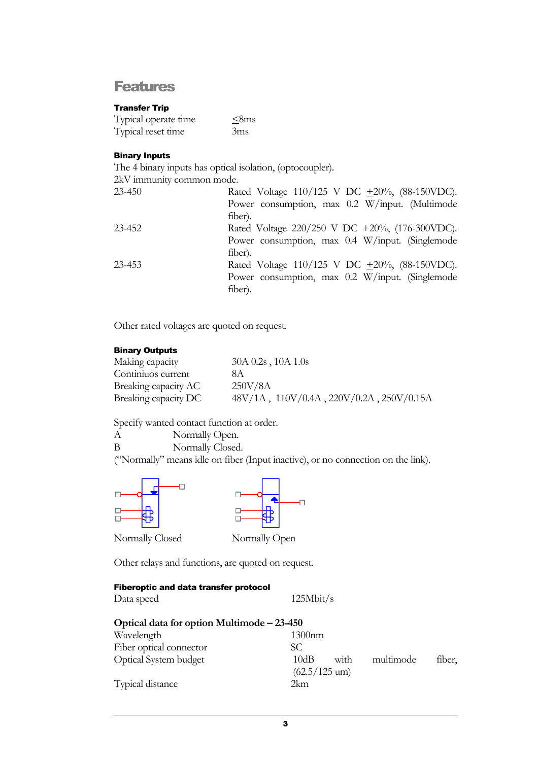# Features

### Transfer Trip

| | |
|---|---|
| Typical operate time | ≤8ms |
| Typical reset time | 3ms |

### Binary Inputs

The 4 binary inputs has optical isolation, (optocoupler).
2kV immunity common mode.

| | |
|---|---|
| 23-450 | Rated Voltage 110/125 V DC ±20%, (88-150VDC). Power consumption, max 0.2 W/input. (Multimode fiber). |
| 23-452 | Rated Voltage 220/250 V DC +20%, (176-300VDC). Power consumption, max 0.4 W/input. (Singlemode fiber). |
| 23-453 | Rated Voltage 110/125 V DC ±20%, (88-150VDC). Power consumption, max 0.2 W/input. (Singlemode fiber). |

Other rated voltages are quoted on request.

### Binary Outputs

| | |
|---|---|
| Making capacity | 30A 0.2s , 10A 1.0s |
| Continiuos current | 8A |
| Breaking capacity AC | 250V/8A |
| Breaking capacity DC | 48V/1A , 110V/0.4A , 220V/0.2A , 250V/0.15A |

Specify wanted contact function at order.
A Normally Open.
B Normally Closed.
("Normally" means idle on fiber (Input inactive), or no connection on the link).

Normally Closed Normally Open

Other relays and functions, are quoted on request.

### Fiberoptic and data transfer protocol

| | |
|---|---|
| Data speed | 125Mbit/s |

### Optical data for option Multimode – 23-450

| | |
|---|---|
| Wavelength | 1300nm |
| Fiber optical connector | SC |
| Optical System budget | 10dB with multimode fiber, (62.5/125 um) |
| Typical distance | 2km |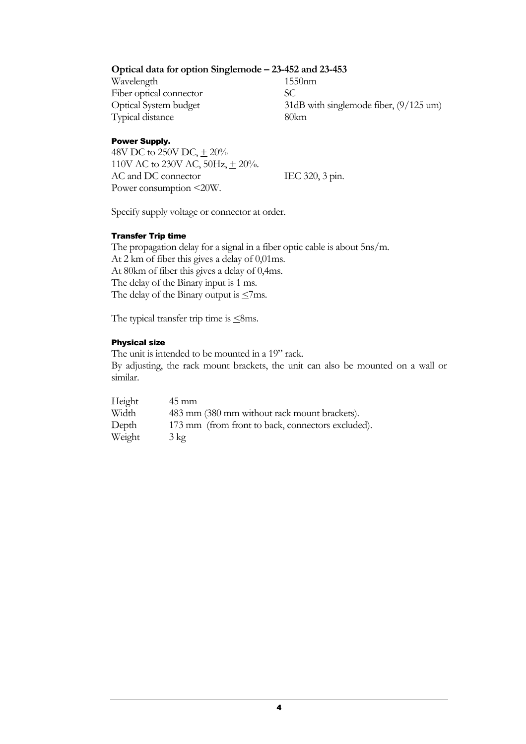**Optical data for option Singlemode – 23-452 and 23-453**

| | |
|---|---|
| Wavelength | 1550nm |
| Fiber optical connector | SC |
| Optical System budget | 31dB with singlemode fiber, (9/125 um) |
| Typical distance | 80km |

#### Power Supply.

48V DC to 250V DC, ± 20%
110V AC to 230V AC, 50Hz, ± 20%.
AC and DC connector IEC 320, 3 pin.
Power consumption <20W.

Specify supply voltage or connector at order.

#### Transfer Trip time

The propagation delay for a signal in a fiber optic cable is about 5ns/m.
At 2 km of fiber this gives a delay of 0,01ms.
At 80km of fiber this gives a delay of 0,4ms.
The delay of the Binary input is 1 ms.
The delay of the Binary output is ≤7ms.

The typical transfer trip time is ≤8ms.

#### Physical size

The unit is intended to be mounted in a 19" rack.
By adjusting, the rack mount brackets, the unit can also be mounted on a wall or similar.

| | |
|---|---|
| Height | 45 mm |
| Width | 483 mm (380 mm without rack mount brackets). |
| Depth | 173 mm (from front to back, connectors excluded). |
| Weight | 3 kg |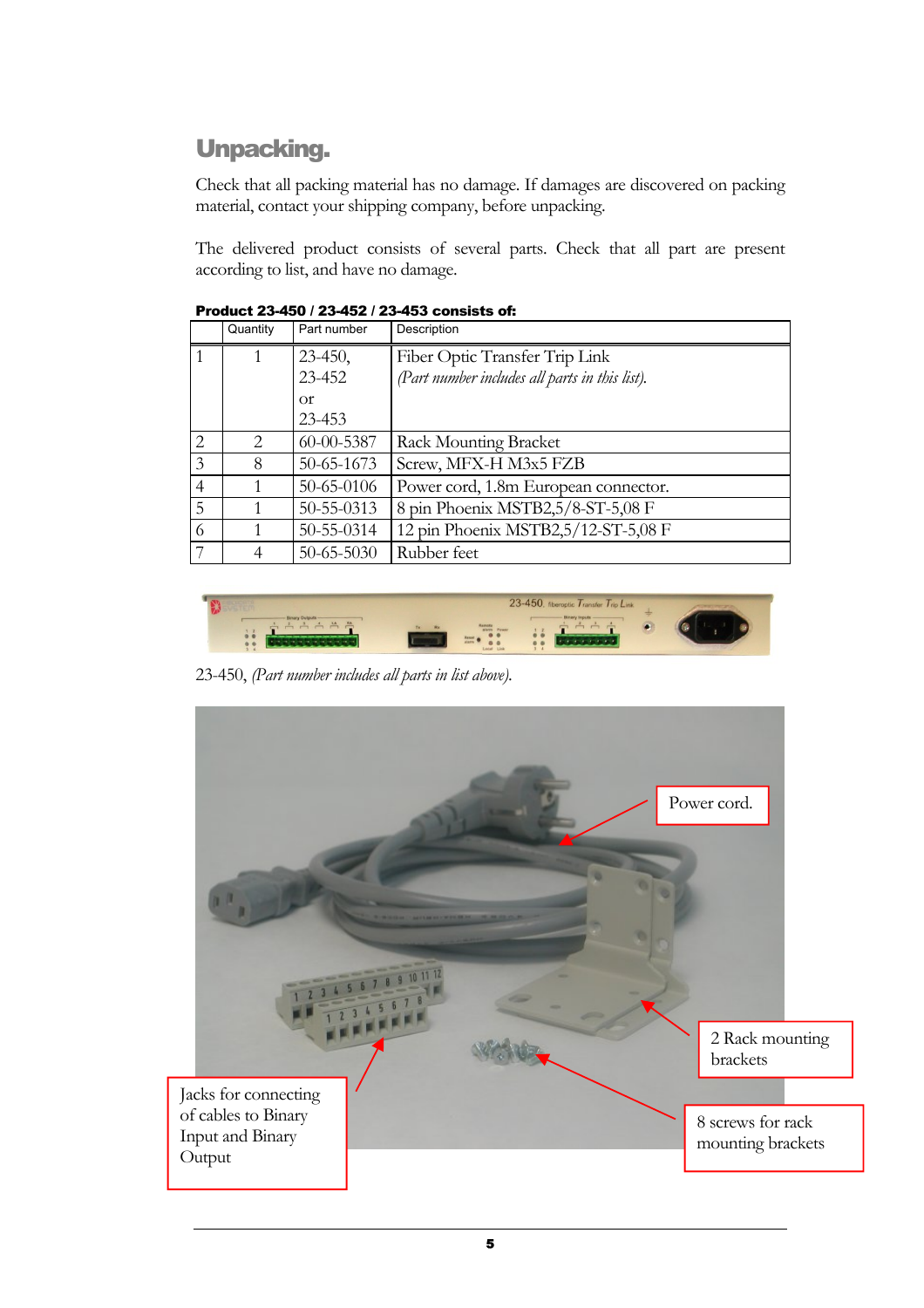## Unpacking.

Check that all packing material has no damage. If damages are discovered on packing material, contact your shipping company, before unpacking.

The delivered product consists of several parts. Check that all part are present according to list, and have no damage.

**Product 23-450 / 23-452 / 23-453 consists of:**

| | Quantity | Part number | Description |
|---|---|---|---|
| 1 | 1 | 23-450, 23-452 or 23-453 | Fiber Optic Transfer Trip Link *(Part number includes all parts in this list).* |
| 2 | 2 | 60-00-5387 | Rack Mounting Bracket |
| 3 | 8 | 50-65-1673 | Screw, MFX-H M3x5 FZB |
| 4 | 1 | 50-65-0106 | Power cord, 1.8m European connector. |
| 5 | 1 | 50-55-0313 | 8 pin Phoenix MSTB2,5/8-ST-5,08 F |
| 6 | 1 | 50-55-0314 | 12 pin Phoenix MSTB2,5/12-ST-5,08 F |
| 7 | 4 | 50-65-5030 | Rubber feet |

23-450, *(Part number includes all parts in list above).*

Power cord.

2 Rack mounting brackets

8 screws for rack mounting brackets

Jacks for connecting of cables to Binary Input and Binary Output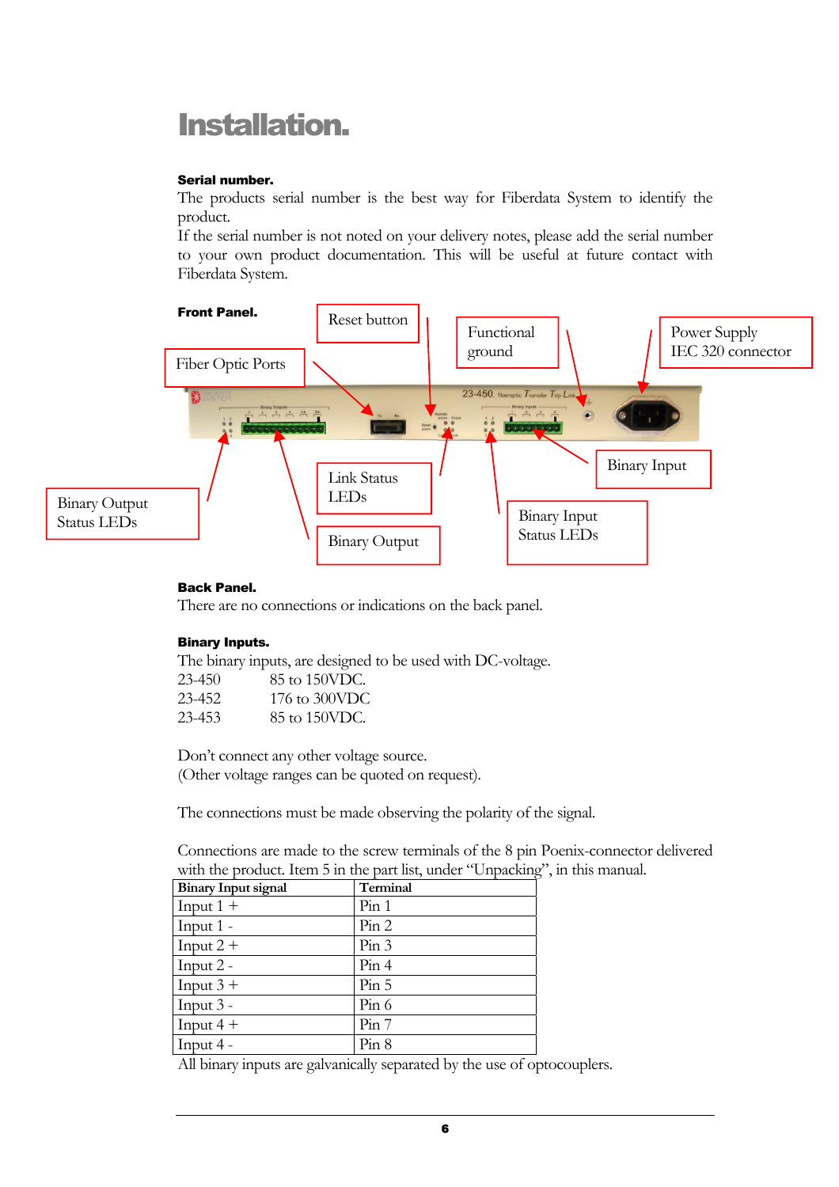# Installation.

**Serial number.**

The products serial number is the best way for Fiberdata System to identify the product.
If the serial number is not noted on your delivery notes, please add the serial number to your own product documentation. This will be useful at future contact with Fiberdata System.

**Front Panel.**

Reset button
Functional ground
Power Supply IEC 320 connector
Fiber Optic Ports
Binary Input
Link Status LEDs
Binary Output Status LEDs
Binary Output
Binary Input Status LEDs

**Back Panel.**

There are no connections or indications on the back panel.

**Binary Inputs.**

The binary inputs, are designed to be used with DC-voltage.

23-450 85 to 150VDC.
23-452 176 to 300VDC
23-453 85 to 150VDC.

Don't connect any other voltage source.
(Other voltage ranges can be quoted on request).

The connections must be made observing the polarity of the signal.

Connections are made to the screw terminals of the 8 pin Poenix-connector delivered with the product. Item 5 in the part list, under "Unpacking", in this manual.

| Binary Input signal | Terminal |
|---|---|
| Input 1 + | Pin 1 |
| Input 1 - | Pin 2 |
| Input 2 + | Pin 3 |
| Input 2 - | Pin 4 |
| Input 3 + | Pin 5 |
| Input 3 - | Pin 6 |
| Input 4 + | Pin 7 |
| Input 4 - | Pin 8 |

All binary inputs are galvanically separated by the use of optocouplers.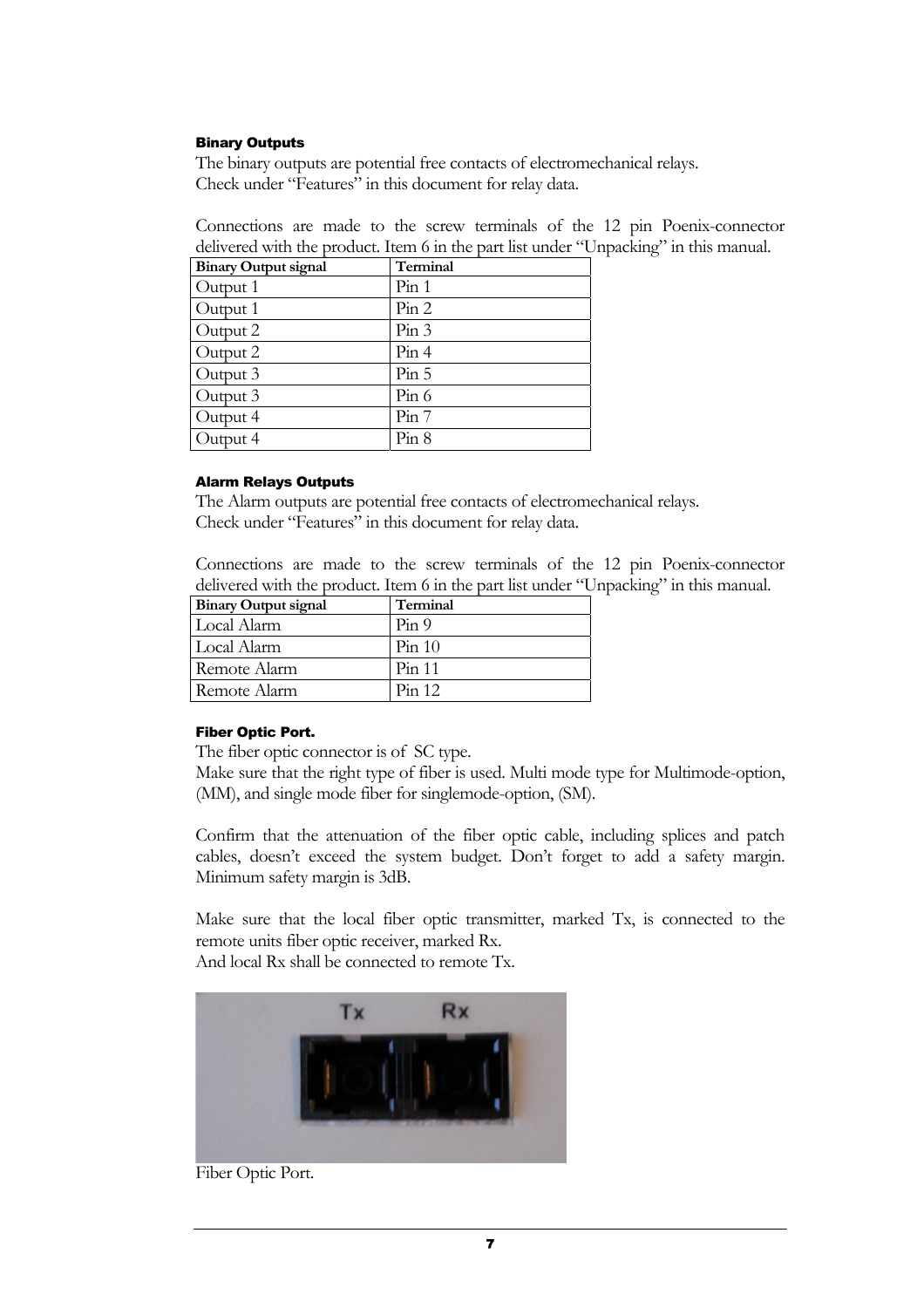### Binary Outputs

The binary outputs are potential free contacts of electromechanical relays.
Check under "Features" in this document for relay data.

Connections are made to the screw terminals of the 12 pin Poenix-connector delivered with the product. Item 6 in the part list under "Unpacking" in this manual.

| Binary Output signal | Terminal |
|---|---|
| Output 1 | Pin 1 |
| Output 1 | Pin 2 |
| Output 2 | Pin 3 |
| Output 2 | Pin 4 |
| Output 3 | Pin 5 |
| Output 3 | Pin 6 |
| Output 4 | Pin 7 |
| Output 4 | Pin 8 |

### Alarm Relays Outputs

The Alarm outputs are potential free contacts of electromechanical relays.
Check under "Features" in this document for relay data.

Connections are made to the screw terminals of the 12 pin Poenix-connector delivered with the product. Item 6 in the part list under "Unpacking" in this manual.

| Binary Output signal | Terminal |
|---|---|
| Local Alarm | Pin 9 |
| Local Alarm | Pin 10 |
| Remote Alarm | Pin 11 |
| Remote Alarm | Pin 12 |

### Fiber Optic Port.

The fiber optic connector is of SC type.
Make sure that the right type of fiber is used. Multi mode type for Multimode-option, (MM), and single mode fiber for singlemode-option, (SM).

Confirm that the attenuation of the fiber optic cable, including splices and patch cables, doesn't exceed the system budget. Don't forget to add a safety margin. Minimum safety margin is 3dB.

Make sure that the local fiber optic transmitter, marked Tx, is connected to the remote units fiber optic receiver, marked Rx.
And local Rx shall be connected to remote Tx.

Fiber Optic Port.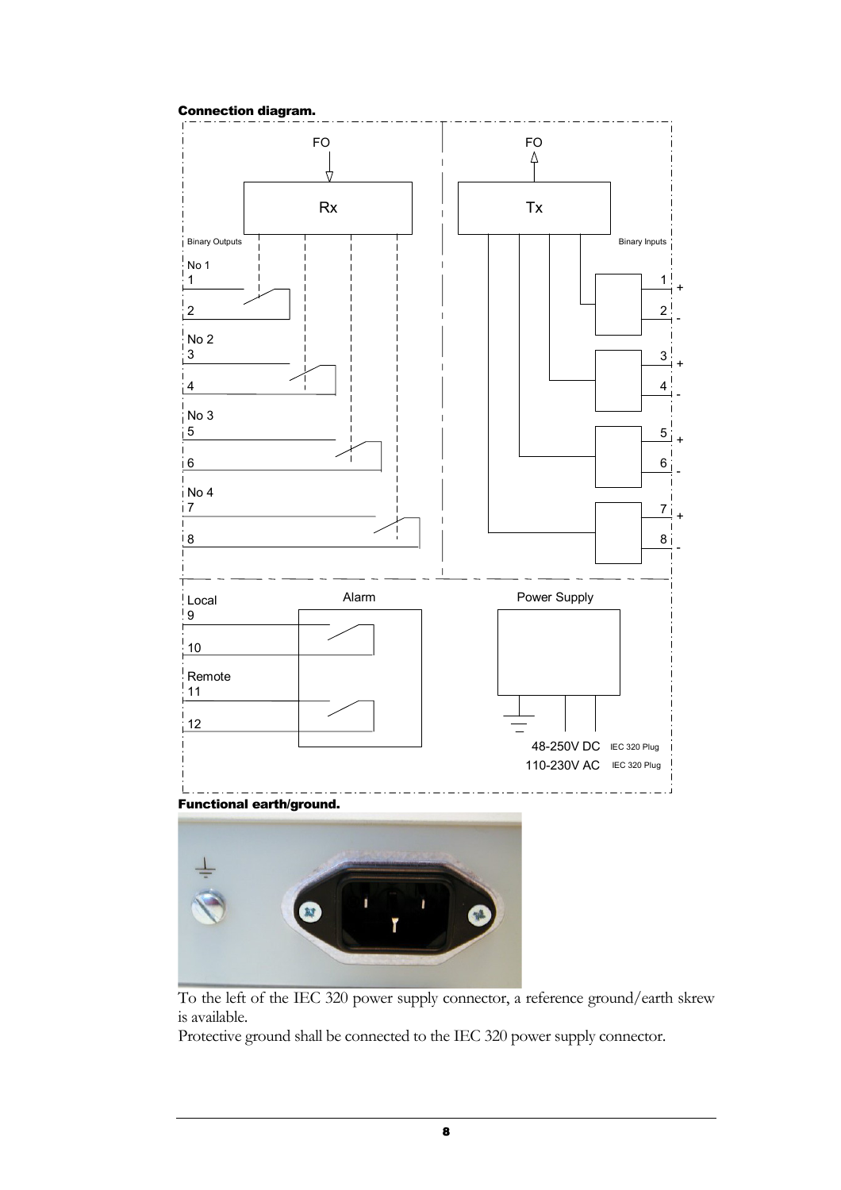**Connection diagram.**

FO

Rx

FO

Tx

Binary Outputs

No 1
1

2

No 2
3

4

No 3
5

6

No 4
7

8

Binary Inputs

1 +

2 -

3 +

4 -

5 +

6 -

7 +

8 -

Local
9

10

Remote
11

12

Alarm

Power Supply

48-250V DC IEC 320 Plug
110-230V AC IEC 320 Plug

**Functional earth/ground.**

To the left of the IEC 320 power supply connector, a reference ground/earth skrew is available.
Protective ground shall be connected to the IEC 320 power supply connector.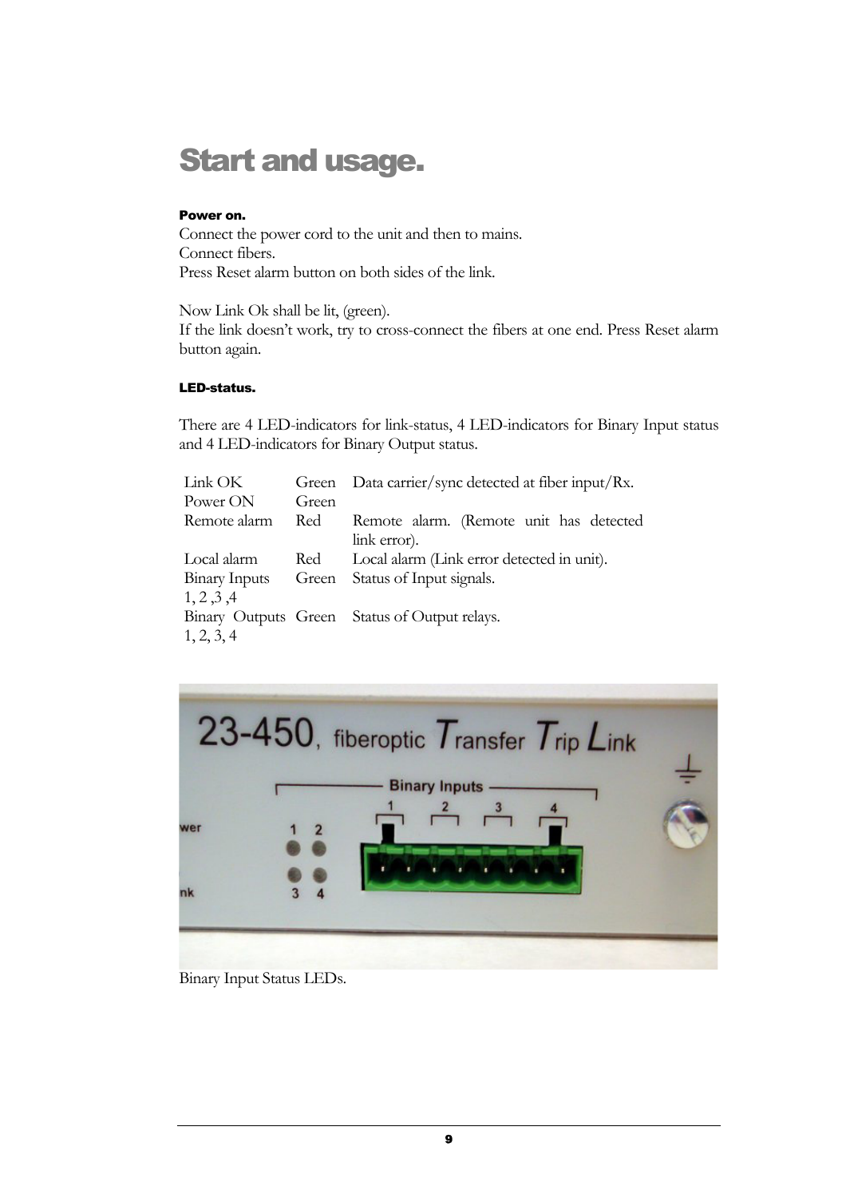# Start and usage.

#### Power on.

Connect the power cord to the unit and then to mains.
Connect fibers.
Press Reset alarm button on both sides of the link.

Now Link Ok shall be lit, (green).
If the link doesn't work, try to cross-connect the fibers at one end. Press Reset alarm button again.

#### LED-status.

There are 4 LED-indicators for link-status, 4 LED-indicators for Binary Input status and 4 LED-indicators for Binary Output status.

| | | |
|---|---|---|
| Link OK | Green | Data carrier/sync detected at fiber input/Rx. |
| Power ON | Green | |
| Remote alarm | Red | Remote alarm. (Remote unit has detected link error). |
| Local alarm | Red | Local alarm (Link error detected in unit). |
| Binary Inputs 1, 2 ,3 ,4 | Green | Status of Input signals. |
| Binary Outputs 1, 2, 3, 4 | Green | Status of Output relays. |

Binary Input Status LEDs.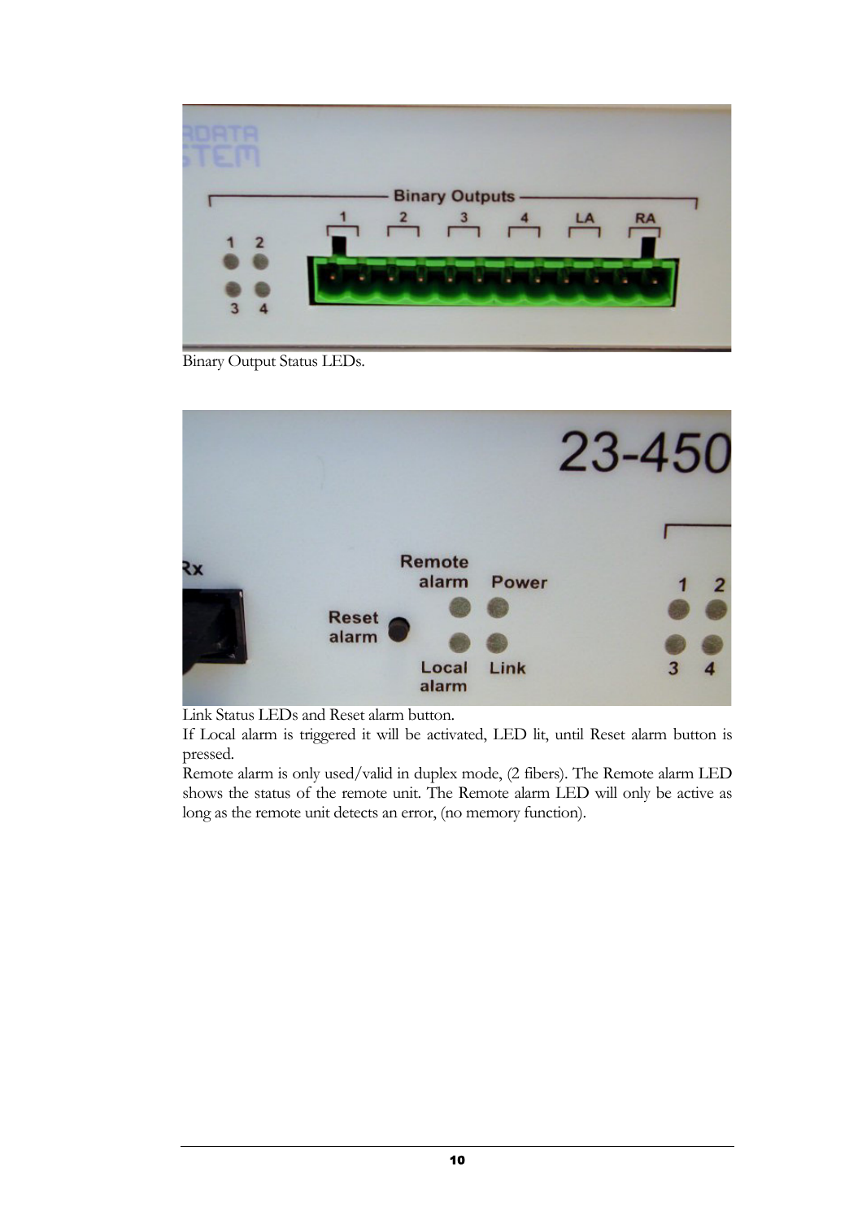Binary Output Status LEDs.

Link Status LEDs and Reset alarm button.

If Local alarm is triggered it will be activated, LED lit, until Reset alarm button is pressed.

Remote alarm is only used/valid in duplex mode, (2 fibers). The Remote alarm LED shows the status of the remote unit. The Remote alarm LED will only be active as long as the remote unit detects an error, (no memory function).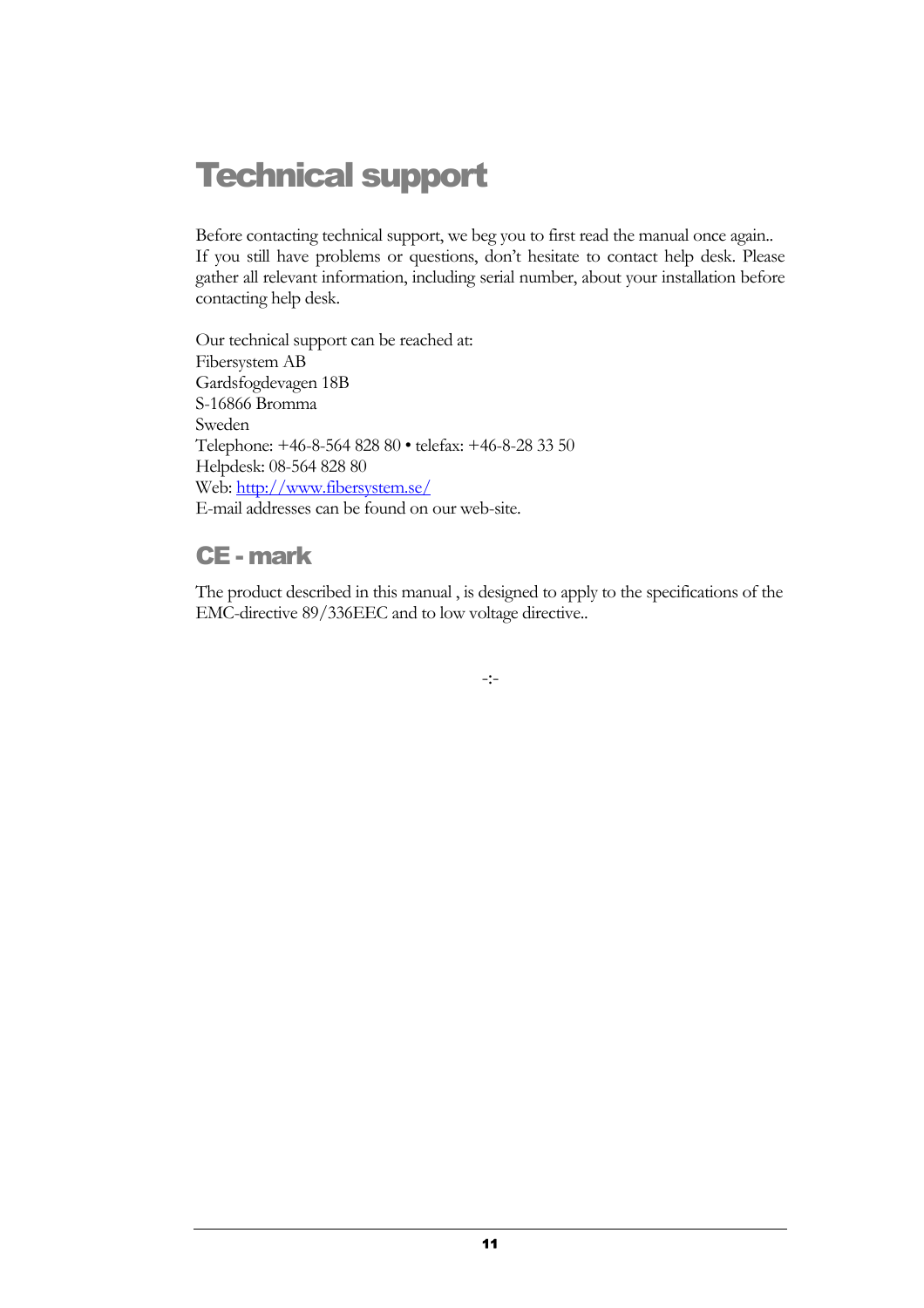# Technical support

Before contacting technical support, we beg you to first read the manual once again.. If you still have problems or questions, don't hesitate to contact help desk. Please gather all relevant information, including serial number, about your installation before contacting help desk.

Our technical support can be reached at:
Fibersystem AB
Gardsfogdevagen 18B
S-16866 Bromma
Sweden
Telephone: +46-8-564 828 80 • telefax: +46-8-28 33 50
Helpdesk: 08-564 828 80
Web: [http://www.fibersystem.se/](http://www.fibersystem.se/)
E-mail addresses can be found on our web-site.

## CE - mark

The product described in this manual , is designed to apply to the specifications of the EMC-directive 89/336EEC and to low voltage directive..

-:-